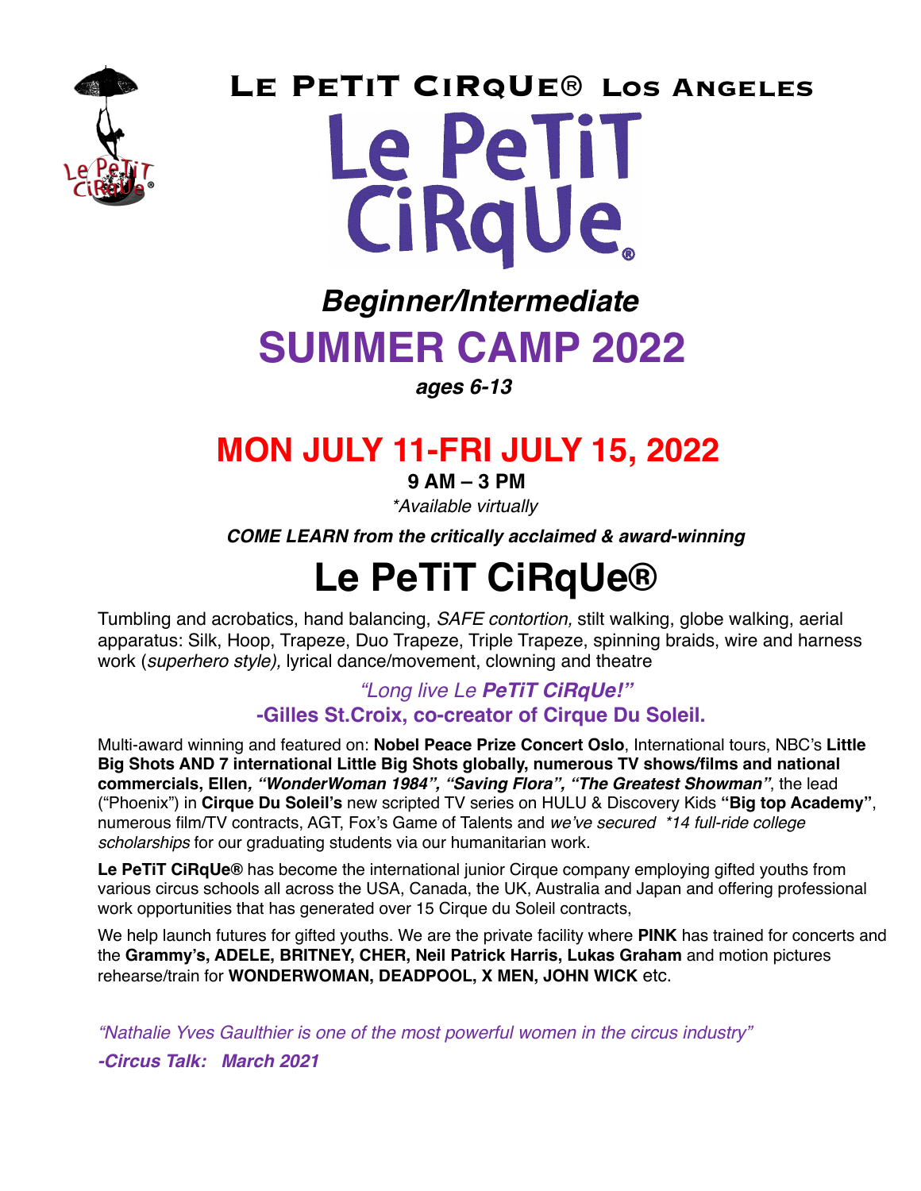# Le PeTiT CiRqUe® Los Angeles

# Le PeTiT CiRqUe®

## *Beginner/Intermediate*

# SUMMER CAMP 2022

***ages 6-13***

## MON JULY 11-FRI JULY 15, 2022

**9 AM – 3 PM**

*\*Available virtually*

***COME LEARN from the critically acclaimed & award-winning***

# Le PeTiT CiRqUe®

Tumbling and acrobatics, hand balancing, *SAFE contortion,* stilt walking, globe walking, aerial apparatus: Silk, Hoop, Trapeze, Duo Trapeze, Triple Trapeze, spinning braids, wire and harness work (*superhero style),* lyrical dance/movement, clowning and theatre

*"Long live Le **PeTiT CiRqUe!"***
**-Gilles St.Croix, co-creator of Cirque Du Soleil.**

Multi-award winning and featured on: **Nobel Peace Prize Concert Oslo**, International tours, NBC's **Little Big Shots AND 7 international Little Big Shots globally, numerous TV shows/films and national commercials, Ellen*, "WonderWoman 1984", "Saving Flora", "The Greatest Showman"***, the lead ("Phoenix") in **Cirque Du Soleil's** new scripted TV series on HULU & Discovery Kids **"Big top Academy"**, numerous film/TV contracts, AGT, Fox's Game of Talents and *we've secured \*14 full-ride college scholarships* for our graduating students via our humanitarian work.

**Le PeTiT CiRqUe®** has become the international junior Cirque company employing gifted youths from various circus schools all across the USA, Canada, the UK, Australia and Japan and offering professional work opportunities that has generated over 15 Cirque du Soleil contracts,

We help launch futures for gifted youths. We are the private facility where **PINK** has trained for concerts and the **Grammy's, ADELE, BRITNEY, CHER, Neil Patrick Harris, Lukas Graham** and motion pictures rehearse/train for **WONDERWOMAN, DEADPOOL, X MEN, JOHN WICK** etc.

*"Nathalie Yves Gaulthier is one of the most powerful women in the circus industry"*
***-Circus Talk: March 2021***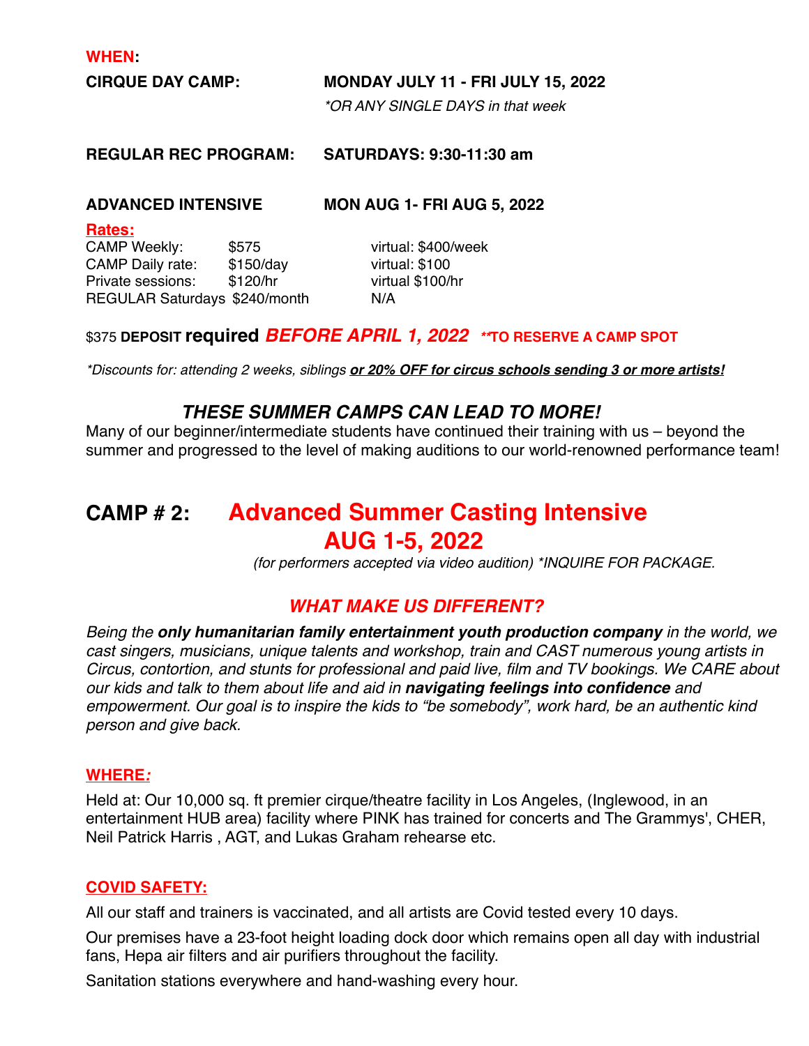**WHEN:**

| | |
|---|---|
| **CIRQUE DAY CAMP:** | **MONDAY JULY 11 - FRI JULY 15, 2022** *\*OR ANY SINGLE DAYS in that week* |
| **REGULAR REC PROGRAM:** | **SATURDAYS: 9:30-11:30 am** |
| **ADVANCED INTENSIVE** | **MON AUG 1- FRI AUG 5, 2022** |

**Rates:**

| | | |
|---|---|---|
| CAMP Weekly: | $575 | virtual: $400/week |
| CAMP Daily rate: | $150/day | virtual: $100 |
| Private sessions: | $120/hr | virtual $100/hr |
| REGULAR Saturdays | $240/month | N/A |

$375 **DEPOSIT required** ***BEFORE APRIL 1, 2022*** ***\*\*TO RESERVE A CAMP SPOT***

*\*Discounts for: attending 2 weeks, siblings **or 20% OFF for circus schools sending 3 or more artists!***

### *THESE SUMMER CAMPS CAN LEAD TO MORE!*

Many of our beginner/intermediate students have continued their training with us – beyond the summer and progressed to the level of making auditions to our world-renowned performance team!

## CAMP # 2: Advanced Summer Casting Intensive AUG 1-5, 2022

*(for performers accepted via video audition) \*INQUIRE FOR PACKAGE.*

### *WHAT MAKE US DIFFERENT?*

*Being the **only humanitarian family entertainment youth production company** in the world, we cast singers, musicians, unique talents and workshop, train and CAST numerous young artists in Circus, contortion, and stunts for professional and paid live, film and TV bookings. We CARE about our kids and talk to them about life and aid in **navigating feelings into confidence** and empowerment. Our goal is to inspire the kids to "be somebody", work hard, be an authentic kind person and give back.*

**WHERE:**

Held at: Our 10,000 sq. ft premier cirque/theatre facility in Los Angeles, (Inglewood, in an entertainment HUB area) facility where PINK has trained for concerts and The Grammys', CHER, Neil Patrick Harris , AGT, and Lukas Graham rehearse etc.

**COVID SAFETY:**

All our staff and trainers is vaccinated, and all artists are Covid tested every 10 days.

Our premises have a 23-foot height loading dock door which remains open all day with industrial fans, Hepa air filters and air purifiers throughout the facility.

Sanitation stations everywhere and hand-washing every hour.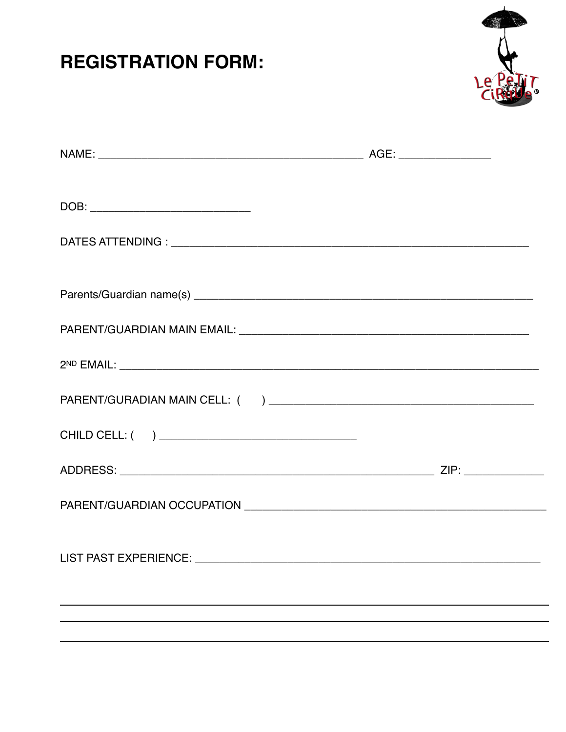# REGISTRATION FORM:

NAME: ____________________________________________ AGE: _______________

DOB: ___________________________

DATES ATTENDING : ____________________________________________________________

Parents/Guardian name(s) ________________________________________________________

PARENT/GUARDIAN MAIN EMAIL: _________________________________________________

2ND EMAIL: _______________________________________________________________________

PARENT/GURADIAN MAIN CELL: (      ) _____________________________________________

CHILD CELL: (      ) _________________________________

ADDRESS: ______________________________________________________ ZIP: _____________

PARENT/GUARDIAN OCCUPATION ____________________________________________________

LIST PAST EXPERIENCE: ___________________________________________________________

_______________________________________________________________________________________

_______________________________________________________________________________________

_______________________________________________________________________________________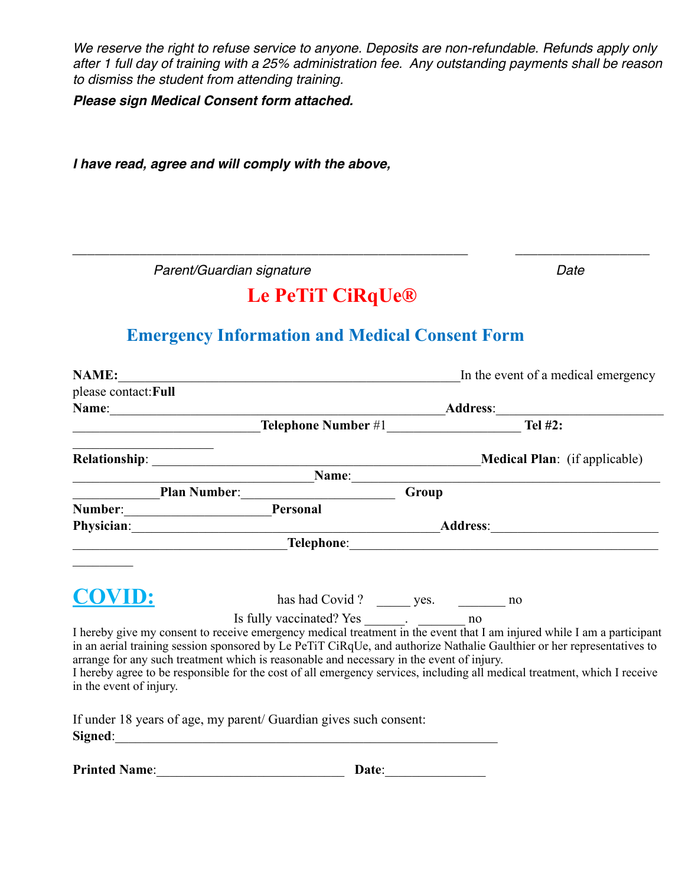*We reserve the right to refuse service to anyone. Deposits are non-refundable. Refunds apply only after 1 full day of training with a 25% administration fee. Any outstanding payments shall be reason to dismiss the student from attending training.*

***Please sign Medical Consent form attached.***

***I have read, agree and will comply with the above,***

_______________________________________________  ________________

*Parent/Guardian signature*  *Date*

# Le PeTiT CiRqUe®

## Emergency Information and Medical Consent Form

**NAME:**_____________________________________________ In the event of a medical emergency please contact:**Full Name**:_____________________________________________**Address**:_______________________ _________________________**Telephone Number** #1___________________ **Tel #2:** _____________________

**Relationship**: _____________________________________________**Medical Plan**: (if applicable) ________________________________**Name**:_____________________________________________ _____________**Plan Number**:_____________________ **Group Number**:_____________________**Personal Physician**:_____________________________________________**Address**:________________________ ________________________________**Telephone**:_____________________________________________ _________

## COVID:

has had Covid ? _____ yes. _______ no

Is fully vaccinated? Yes ______. _______ no

I hereby give my consent to receive emergency medical treatment in the event that I am injured while I am a participant in an aerial training session sponsored by Le PeTiT CiRqUe, and authorize Nathalie Gaulthier or her representatives to arrange for any such treatment which is reasonable and necessary in the event of injury.
I hereby agree to be responsible for the cost of all emergency services, including all medical treatment, which I receive in the event of injury.

If under 18 years of age, my parent/ Guardian gives such consent:
**Signed**:_________________________________________________________

**Printed Name**:____________________________ **Date**:______________